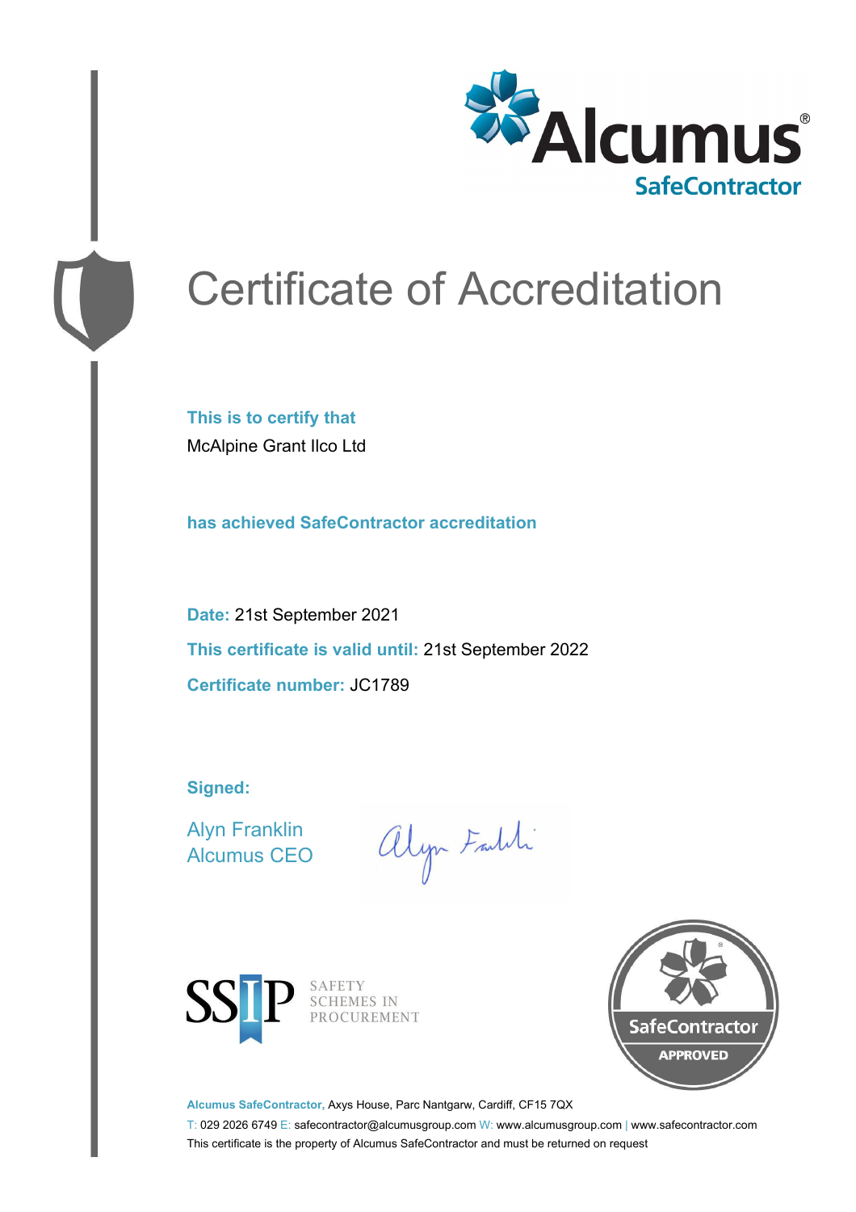Alcumus® SafeContractor

# Certificate of Accreditation

**This is to certify that**

McAlpine Grant Ilco Ltd

**has achieved SafeContractor accreditation**

**Date:** 21st September 2021

**This certificate is valid until:** 21st September 2022

**Certificate number:** JC1789

**Signed:**

Alyn Franklin
Alcumus CEO

SSIP SAFETY SCHEMES IN PROCUREMENT

SafeContractor APPROVED

**Alcumus SafeContractor,** Axys House, Parc Nantgarw, Cardiff, CF15 7QX

T: 029 2026 6749 E: safecontractor@alcumusgroup.com W: www.alcumusgroup.com | www.safecontractor.com

This certificate is the property of Alcumus SafeContractor and must be returned on request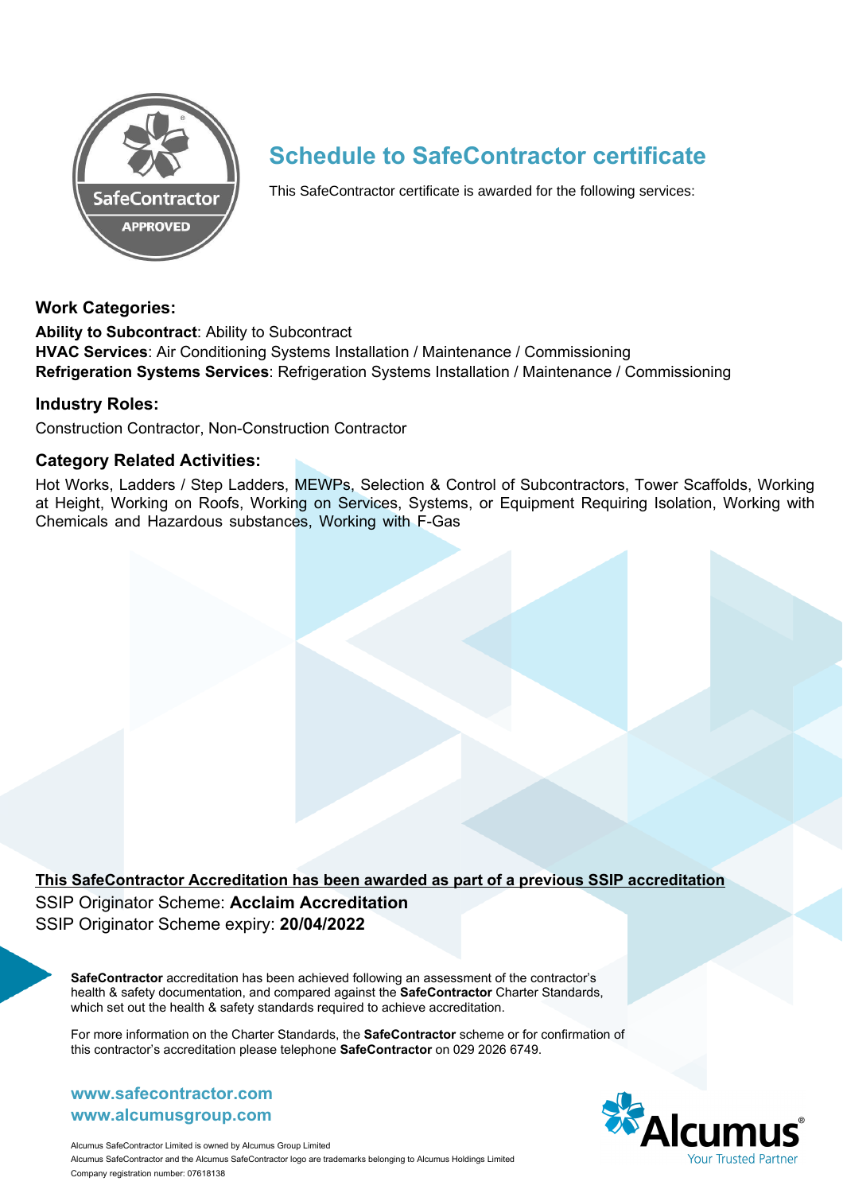# Schedule to SafeContractor certificate

This SafeContractor certificate is awarded for the following services:

## Work Categories:

**Ability to Subcontract**: Ability to Subcontract
**HVAC Services**: Air Conditioning Systems Installation / Maintenance / Commissioning
**Refrigeration Systems Services**: Refrigeration Systems Installation / Maintenance / Commissioning

## Industry Roles:

Construction Contractor, Non-Construction Contractor

## Category Related Activities:

Hot Works, Ladders / Step Ladders, MEWPs, Selection & Control of Subcontractors, Tower Scaffolds, Working at Height, Working on Roofs, Working on Services, Systems, or Equipment Requiring Isolation, Working with Chemicals and Hazardous substances, Working with F-Gas

**This SafeContractor Accreditation has been awarded as part of a previous SSIP accreditation**

SSIP Originator Scheme: **Acclaim Accreditation**
SSIP Originator Scheme expiry: **20/04/2022**

**SafeContractor** accreditation has been achieved following an assessment of the contractor's health & safety documentation, and compared against the **SafeContractor** Charter Standards, which set out the health & safety standards required to achieve accreditation.

For more information on the Charter Standards, the **SafeContractor** scheme or for confirmation of this contractor's accreditation please telephone **SafeContractor** on 029 2026 6749.

**www.safecontractor.com**
**www.alcumusgroup.com**

Alcumus SafeContractor Limited is owned by Alcumus Group Limited
Alcumus SafeContractor and the Alcumus SafeContractor logo are trademarks belonging to Alcumus Holdings Limited
Company registration number: 07618138

Alcumus®
Your Trusted Partner